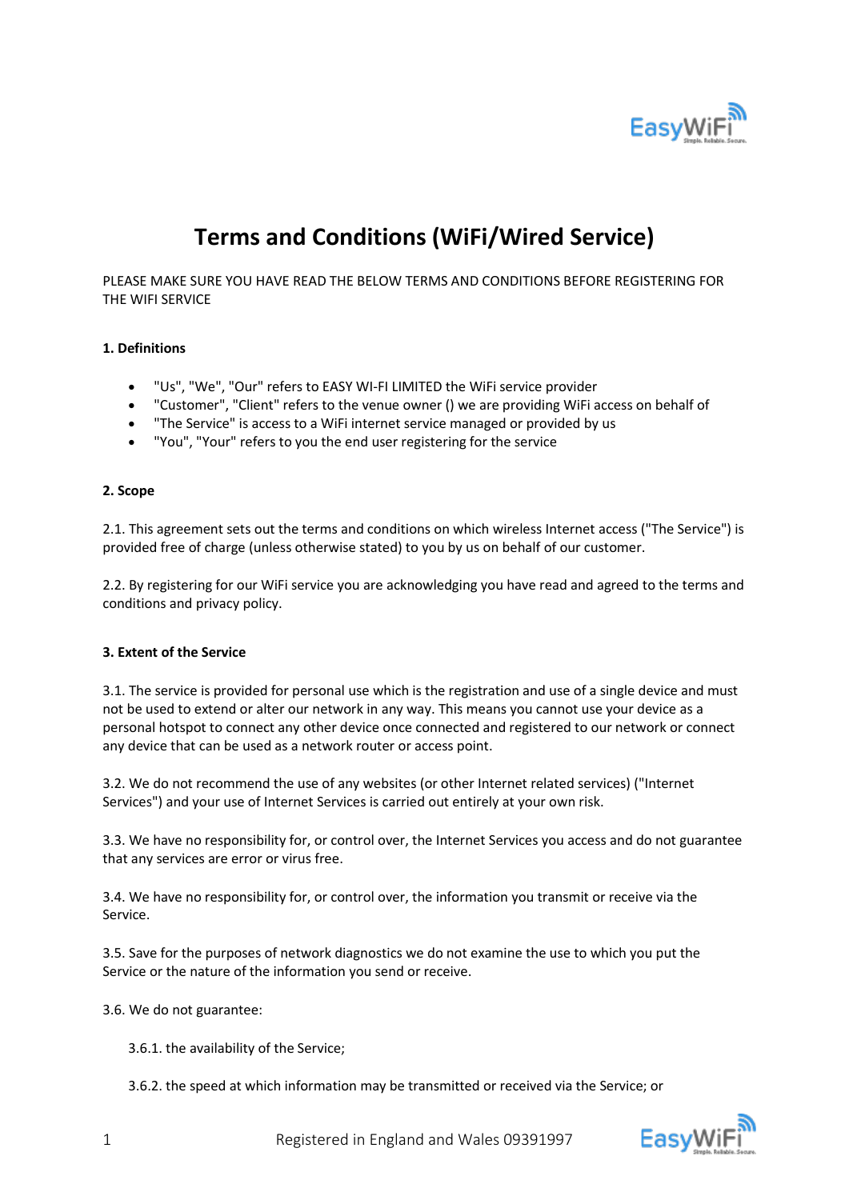# Terms and Conditions (WiFi/Wired Service)

PLEASE MAKE SURE YOU HAVE READ THE BELOW TERMS AND CONDITIONS BEFORE REGISTERING FOR THE WIFI SERVICE

**1. Definitions**

- "Us", "We", "Our" refers to EASY WI-FI LIMITED the WiFi service provider
- "Customer", "Client" refers to the venue owner () we are providing WiFi access on behalf of
- "The Service" is access to a WiFi internet service managed or provided by us
- "You", "Your" refers to you the end user registering for the service

**2. Scope**

2.1. This agreement sets out the terms and conditions on which wireless Internet access ("The Service") is provided free of charge (unless otherwise stated) to you by us on behalf of our customer.

2.2. By registering for our WiFi service you are acknowledging you have read and agreed to the terms and conditions and privacy policy.

**3. Extent of the Service**

3.1. The service is provided for personal use which is the registration and use of a single device and must not be used to extend or alter our network in any way. This means you cannot use your device as a personal hotspot to connect any other device once connected and registered to our network or connect any device that can be used as a network router or access point.

3.2. We do not recommend the use of any websites (or other Internet related services) ("Internet Services") and your use of Internet Services is carried out entirely at your own risk.

3.3. We have no responsibility for, or control over, the Internet Services you access and do not guarantee that any services are error or virus free.

3.4. We have no responsibility for, or control over, the information you transmit or receive via the Service.

3.5. Save for the purposes of network diagnostics we do not examine the use to which you put the Service or the nature of the information you send or receive.

3.6. We do not guarantee:

3.6.1. the availability of the Service;

3.6.2. the speed at which information may be transmitted or received via the Service; or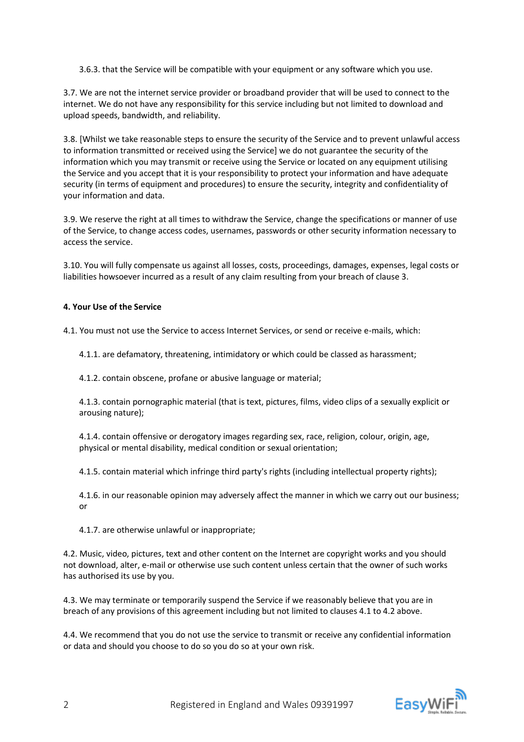3.6.3. that the Service will be compatible with your equipment or any software which you use.

3.7. We are not the internet service provider or broadband provider that will be used to connect to the internet. We do not have any responsibility for this service including but not limited to download and upload speeds, bandwidth, and reliability.

3.8. [Whilst we take reasonable steps to ensure the security of the Service and to prevent unlawful access to information transmitted or received using the Service] we do not guarantee the security of the information which you may transmit or receive using the Service or located on any equipment utilising the Service and you accept that it is your responsibility to protect your information and have adequate security (in terms of equipment and procedures) to ensure the security, integrity and confidentiality of your information and data.

3.9. We reserve the right at all times to withdraw the Service, change the specifications or manner of use of the Service, to change access codes, usernames, passwords or other security information necessary to access the service.

3.10. You will fully compensate us against all losses, costs, proceedings, damages, expenses, legal costs or liabilities howsoever incurred as a result of any claim resulting from your breach of clause 3.

**4. Your Use of the Service**

4.1. You must not use the Service to access Internet Services, or send or receive e-mails, which:

4.1.1. are defamatory, threatening, intimidatory or which could be classed as harassment;

4.1.2. contain obscene, profane or abusive language or material;

4.1.3. contain pornographic material (that is text, pictures, films, video clips of a sexually explicit or arousing nature);

4.1.4. contain offensive or derogatory images regarding sex, race, religion, colour, origin, age, physical or mental disability, medical condition or sexual orientation;

4.1.5. contain material which infringe third party's rights (including intellectual property rights);

4.1.6. in our reasonable opinion may adversely affect the manner in which we carry out our business; or

4.1.7. are otherwise unlawful or inappropriate;

4.2. Music, video, pictures, text and other content on the Internet are copyright works and you should not download, alter, e-mail or otherwise use such content unless certain that the owner of such works has authorised its use by you.

4.3. We may terminate or temporarily suspend the Service if we reasonably believe that you are in breach of any provisions of this agreement including but not limited to clauses 4.1 to 4.2 above.

4.4. We recommend that you do not use the service to transmit or receive any confidential information or data and should you choose to do so you do so at your own risk.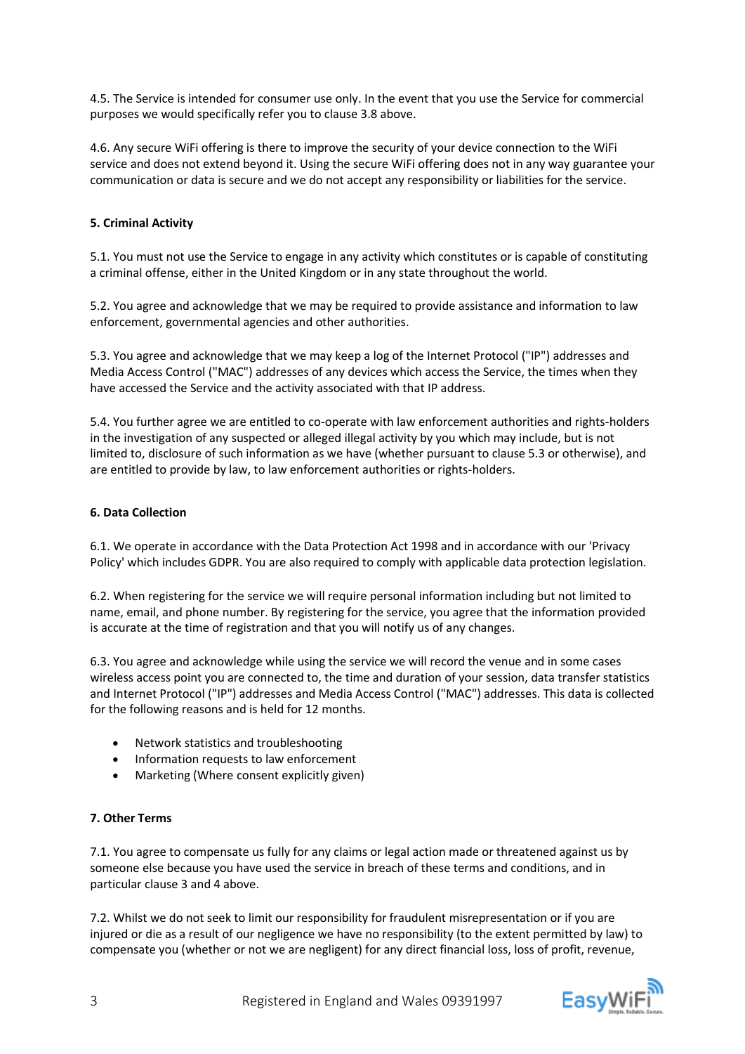4.5. The Service is intended for consumer use only. In the event that you use the Service for commercial purposes we would specifically refer you to clause 3.8 above.

4.6. Any secure WiFi offering is there to improve the security of your device connection to the WiFi service and does not extend beyond it. Using the secure WiFi offering does not in any way guarantee your communication or data is secure and we do not accept any responsibility or liabilities for the service.

**5. Criminal Activity**

5.1. You must not use the Service to engage in any activity which constitutes or is capable of constituting a criminal offense, either in the United Kingdom or in any state throughout the world.

5.2. You agree and acknowledge that we may be required to provide assistance and information to law enforcement, governmental agencies and other authorities.

5.3. You agree and acknowledge that we may keep a log of the Internet Protocol ("IP") addresses and Media Access Control ("MAC") addresses of any devices which access the Service, the times when they have accessed the Service and the activity associated with that IP address.

5.4. You further agree we are entitled to co-operate with law enforcement authorities and rights-holders in the investigation of any suspected or alleged illegal activity by you which may include, but is not limited to, disclosure of such information as we have (whether pursuant to clause 5.3 or otherwise), and are entitled to provide by law, to law enforcement authorities or rights-holders.

**6. Data Collection**

6.1. We operate in accordance with the Data Protection Act 1998 and in accordance with our 'Privacy Policy' which includes GDPR. You are also required to comply with applicable data protection legislation.

6.2. When registering for the service we will require personal information including but not limited to name, email, and phone number. By registering for the service, you agree that the information provided is accurate at the time of registration and that you will notify us of any changes.

6.3. You agree and acknowledge while using the service we will record the venue and in some cases wireless access point you are connected to, the time and duration of your session, data transfer statistics and Internet Protocol ("IP") addresses and Media Access Control ("MAC") addresses. This data is collected for the following reasons and is held for 12 months.

- Network statistics and troubleshooting
- Information requests to law enforcement
- Marketing (Where consent explicitly given)

**7. Other Terms**

7.1. You agree to compensate us fully for any claims or legal action made or threatened against us by someone else because you have used the service in breach of these terms and conditions, and in particular clause 3 and 4 above.

7.2. Whilst we do not seek to limit our responsibility for fraudulent misrepresentation or if you are injured or die as a result of our negligence we have no responsibility (to the extent permitted by law) to compensate you (whether or not we are negligent) for any direct financial loss, loss of profit, revenue,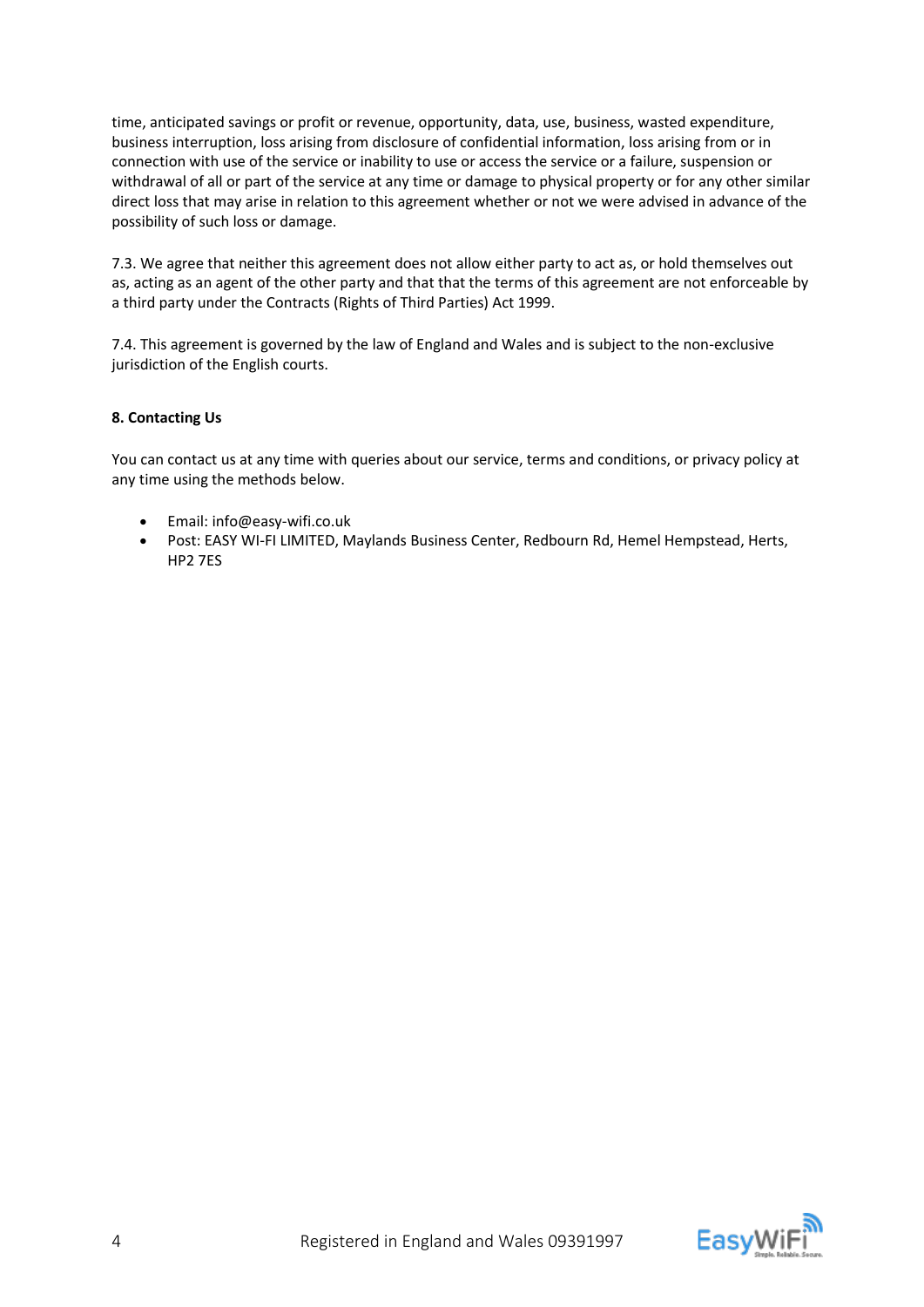time, anticipated savings or profit or revenue, opportunity, data, use, business, wasted expenditure, business interruption, loss arising from disclosure of confidential information, loss arising from or in connection with use of the service or inability to use or access the service or a failure, suspension or withdrawal of all or part of the service at any time or damage to physical property or for any other similar direct loss that may arise in relation to this agreement whether or not we were advised in advance of the possibility of such loss or damage.

7.3. We agree that neither this agreement does not allow either party to act as, or hold themselves out as, acting as an agent of the other party and that that the terms of this agreement are not enforceable by a third party under the Contracts (Rights of Third Parties) Act 1999.

7.4. This agreement is governed by the law of England and Wales and is subject to the non-exclusive jurisdiction of the English courts.

**8. Contacting Us**

You can contact us at any time with queries about our service, terms and conditions, or privacy policy at any time using the methods below.

- Email: info@easy-wifi.co.uk
- Post: EASY WI-FI LIMITED, Maylands Business Center, Redbourn Rd, Hemel Hempstead, Herts, HP2 7ES